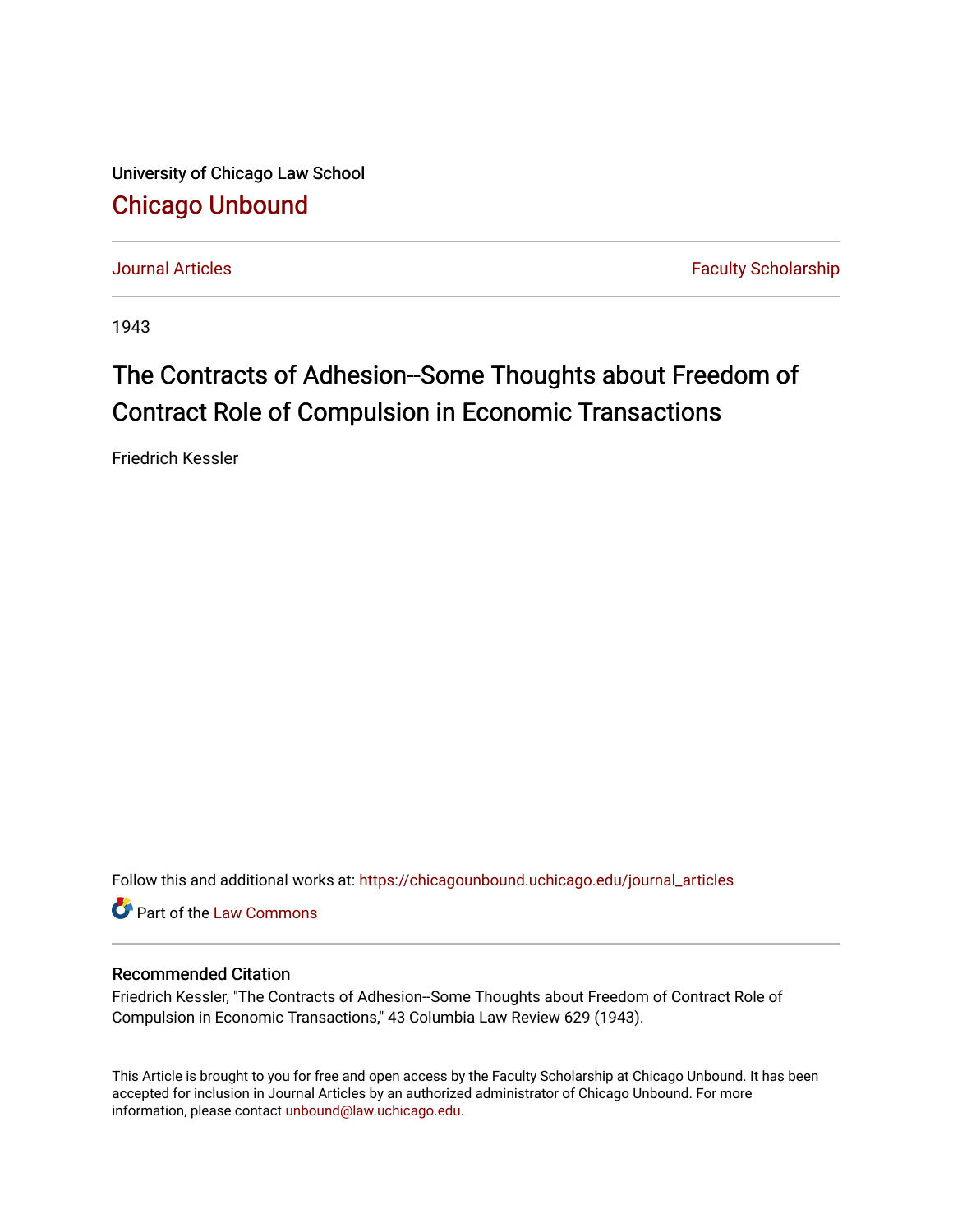University of Chicago Law School

# Chicago Unbound

Journal Articles | Faculty Scholarship

1943

## The Contracts of Adhesion--Some Thoughts about Freedom of Contract Role of Compulsion in Economic Transactions

Friedrich Kessler

Follow this and additional works at: https://chicagounbound.uchicago.edu/journal_articles

Part of the Law Commons

### Recommended Citation

Friedrich Kessler, "The Contracts of Adhesion--Some Thoughts about Freedom of Contract Role of Compulsion in Economic Transactions," 43 Columbia Law Review 629 (1943).

This Article is brought to you for free and open access by the Faculty Scholarship at Chicago Unbound. It has been accepted for inclusion in Journal Articles by an authorized administrator of Chicago Unbound. For more information, please contact unbound@law.uchicago.edu.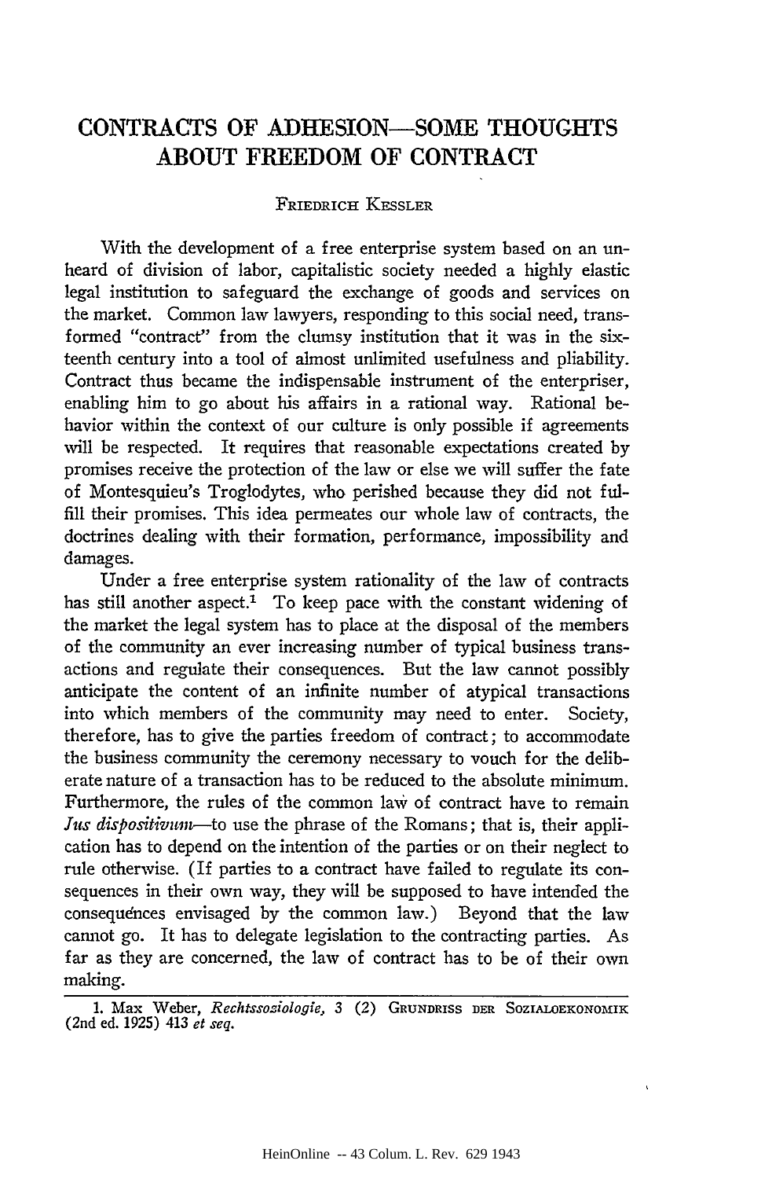# CONTRACTS OF ADHESION—SOME THOUGHTS ABOUT FREEDOM OF CONTRACT

FRIEDRICH KESSLER

With the development of a free enterprise system based on an unheard of division of labor, capitalistic society needed a highly elastic legal institution to safeguard the exchange of goods and services on the market. Common law lawyers, responding to this social need, transformed "contract" from the clumsy institution that it was in the sixteenth century into a tool of almost unlimited usefulness and pliability. Contract thus became the indispensable instrument of the enterpriser, enabling him to go about his affairs in a rational way. Rational behavior within the context of our culture is only possible if agreements will be respected. It requires that reasonable expectations created by promises receive the protection of the law or else we will suffer the fate of Montesquieu's Troglodytes, who perished because they did not fulfill their promises. This idea permeates our whole law of contracts, the doctrines dealing with their formation, performance, impossibility and damages.

Under a free enterprise system rationality of the law of contracts has still another aspect.[1] To keep pace with the constant widening of the market the legal system has to place at the disposal of the members of the community an ever increasing number of typical business transactions and regulate their consequences. But the law cannot possibly anticipate the content of an infinite number of atypical transactions into which members of the community may need to enter. Society, therefore, has to give the parties freedom of contract; to accommodate the business community the ceremony necessary to vouch for the deliberate nature of a transaction has to be reduced to the absolute minimum. Furthermore, the rules of the common law of contract have to remain *Jus dispositivum*—to use the phrase of the Romans; that is, their application has to depend on the intention of the parties or on their neglect to rule otherwise. (If parties to a contract have failed to regulate its consequences in their own way, they will be supposed to have intended the consequences envisaged by the common law.) Beyond that the law cannot go. It has to delegate legislation to the contracting parties. As far as they are concerned, the law of contract has to be of their own making.

1. Max Weber, *Rechtssoziologie*, 3 (2) GRUNDRISS DER SOZIALOEKONOMIK (2nd ed. 1925) 413 *et seq.*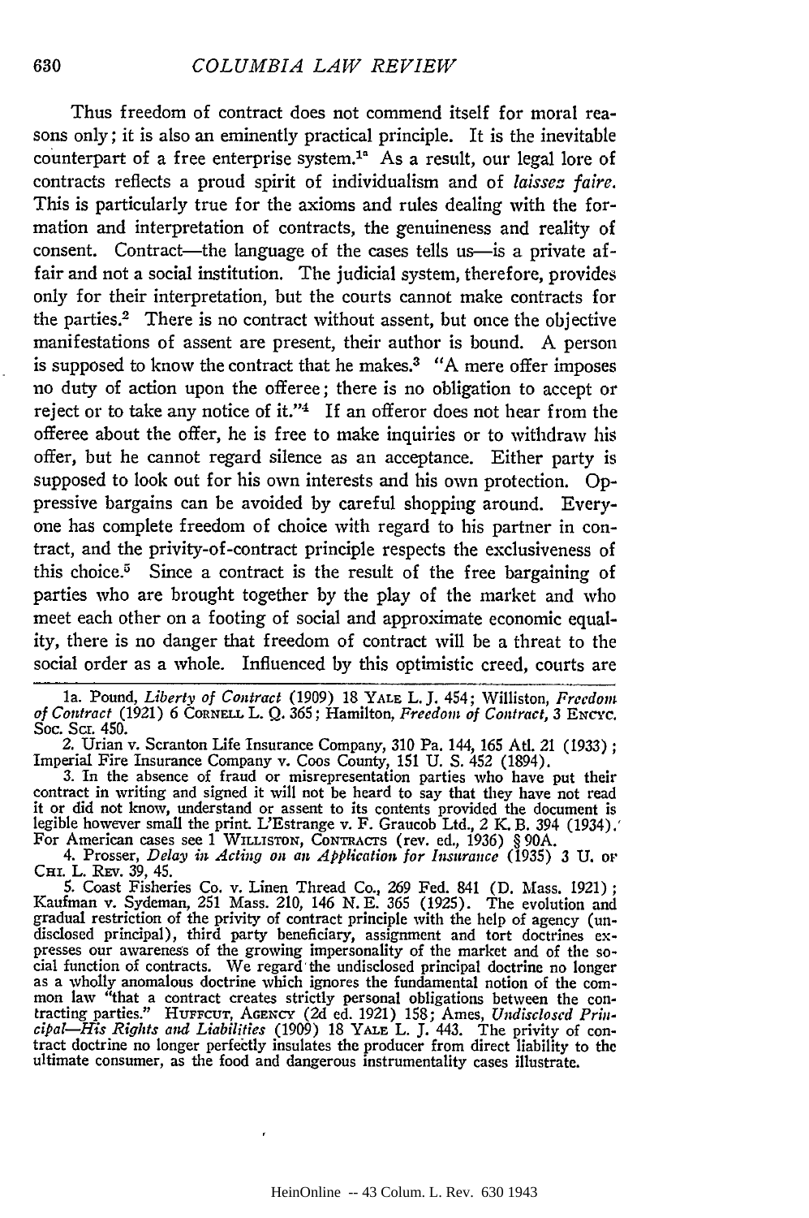Thus freedom of contract does not commend itself for moral reasons only; it is also an eminently practical principle. It is the inevitable counterpart of a free enterprise system.[1a] As a result, our legal lore of contracts reflects a proud spirit of individualism and of *laissez faire.* This is particularly true for the axioms and rules dealing with the formation and interpretation of contracts, the genuineness and reality of consent. Contract—the language of the cases tells us—is a private affair and not a social institution. The judicial system, therefore, provides only for their interpretation, but the courts cannot make contracts for the parties.[2] There is no contract without assent, but once the objective manifestations of assent are present, their author is bound. A person is supposed to know the contract that he makes.[3] "A mere offer imposes no duty of action upon the offeree; there is no obligation to accept or reject or to take any notice of it."[4] If an offeror does not hear from the offeree about the offer, he is free to make inquiries or to withdraw his offer, but he cannot regard silence as an acceptance. Either party is supposed to look out for his own interests and his own protection. Oppressive bargains can be avoided by careful shopping around. Everyone has complete freedom of choice with regard to his partner in contract, and the privity-of-contract principle respects the exclusiveness of this choice.[5] Since a contract is the result of the free bargaining of parties who are brought together by the play of the market and who meet each other on a footing of social and approximate economic equality, there is no danger that freedom of contract will be a threat to the social order as a whole. Influenced by this optimistic creed, courts are

---

1a. Pound, *Liberty of Contract* (1909) 18 Yale L. J. 454; Williston, *Freedom of Contract* (1921) 6 Cornell L. Q. 365; Hamilton, *Freedom of Contract*, 3 Encyc. Soc. Sci. 450.

2. Urian v. Scranton Life Insurance Company, 310 Pa. 144, 165 Atl. 21 (1933); Imperial Fire Insurance Company v. Coos County, 151 U. S. 452 (1894).

3. In the absence of fraud or misrepresentation parties who have put their contract in writing and signed it will not be heard to say that they have not read it or did not know, understand or assent to its contents provided the document is legible however small the print. L'Estrange v. F. Graucob Ltd., 2 K. B. 394 (1934). For American cases see 1 Williston, Contracts (rev. ed., 1936) § 90A.

4. Prosser, *Delay in Acting on an Application for Insurance* (1935) 3 U. of Chi. L. Rev. 39, 45.

5. Coast Fisheries Co. v. Linen Thread Co., 269 Fed. 841 (D. Mass. 1921); Kaufman v. Sydeman, 251 Mass. 210, 146 N. E. 365 (1925). The evolution and gradual restriction of the privity of contract principle with the help of agency (undisclosed principal), third party beneficiary, assignment and tort doctrines expresses our awareness of the growing impersonality of the market and of the social function of contracts. We regard the undisclosed principal doctrine no longer as a wholly anomalous doctrine which ignores the fundamental notion of the common law "that a contract creates strictly personal obligations between the contracting parties." Huffcut, Agency (2d ed. 1921) 158; Ames, *Undisclosed Principal—His Rights and Liabilities* (1909) 18 Yale L. J. 443. The privity of contract doctrine no longer perfectly insulates the producer from direct liability to the ultimate consumer, as the food and dangerous instrumentality cases illustrate.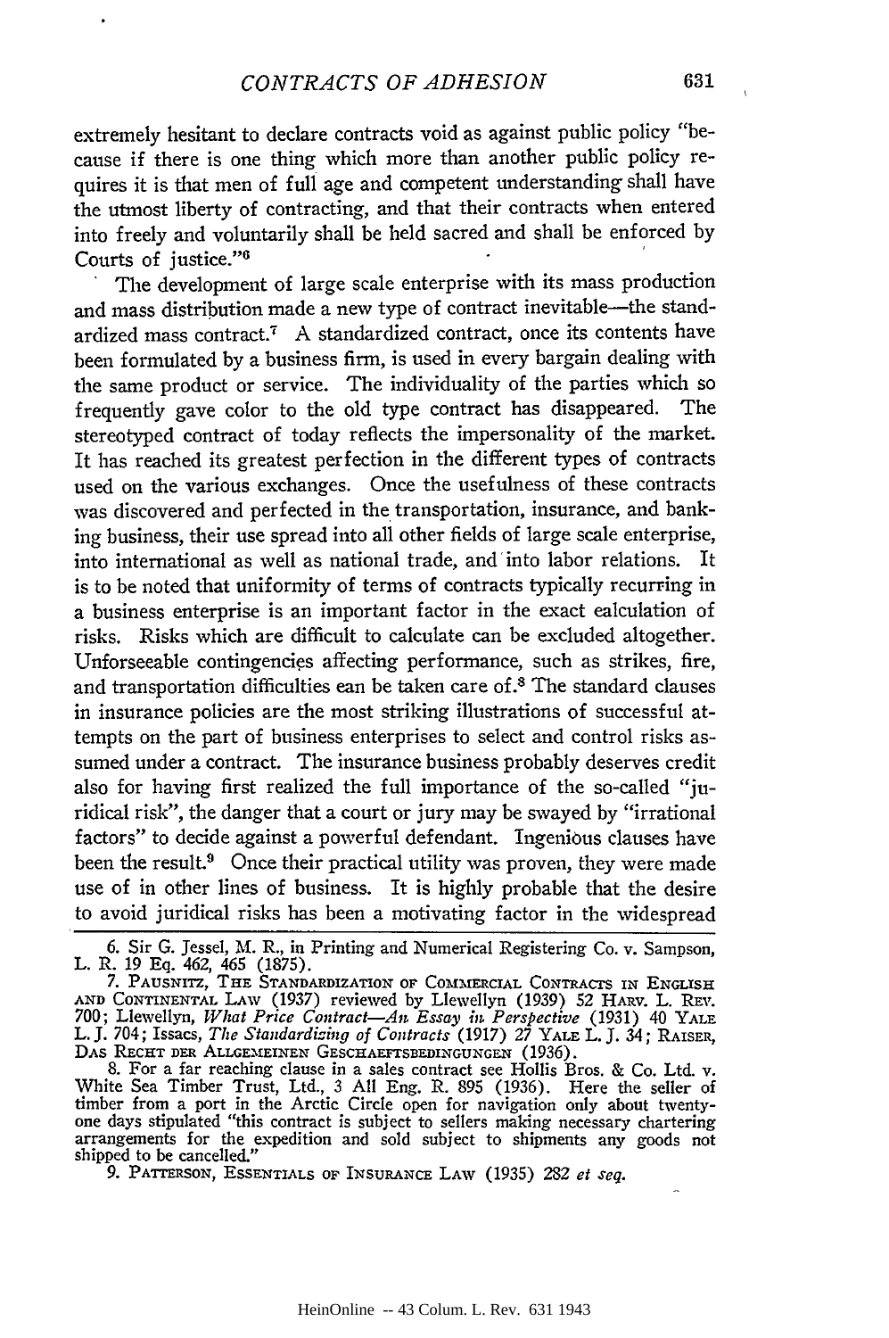extremely hesitant to declare contracts void as against public policy "because if there is one thing which more than another public policy requires it is that men of full age and competent understanding shall have the utmost liberty of contracting, and that their contracts when entered into freely and voluntarily shall be held sacred and shall be enforced by Courts of justice."[6]

The development of large scale enterprise with its mass production and mass distribution made a new type of contract inevitable—the standardized mass contract.[7] A standardized contract, once its contents have been formulated by a business firm, is used in every bargain dealing with the same product or service. The individuality of the parties which so frequently gave color to the old type contract has disappeared. The stereotyped contract of today reflects the impersonality of the market. It has reached its greatest perfection in the different types of contracts used on the various exchanges. Once the usefulness of these contracts was discovered and perfected in the transportation, insurance, and banking business, their use spread into all other fields of large scale enterprise, into international as well as national trade, and into labor relations. It is to be noted that uniformity of terms of contracts typically recurring in a business enterprise is an important factor in the exact calculation of risks. Risks which are difficult to calculate can be excluded altogether. Unforseeable contingencies affecting performance, such as strikes, fire, and transportation difficulties can be taken care of.[8] The standard clauses in insurance policies are the most striking illustrations of successful attempts on the part of business enterprises to select and control risks assumed under a contract. The insurance business probably deserves credit also for having first realized the full importance of the so-called "juridical risk", the danger that a court or jury may be swayed by "irrational factors" to decide against a powerful defendant. Ingenious clauses have been the result.[9] Once their practical utility was proven, they were made use of in other lines of business. It is highly probable that the desire to avoid juridical risks has been a motivating factor in the widespread

---

6. Sir G. Jessel, M. R., in Printing and Numerical Registering Co. v. Sampson, L. R. 19 Eq. 462, 465 (1875).

7. PAUSNITZ, THE STANDARDIZATION OF COMMERCIAL CONTRACTS IN ENGLISH AND CONTINENTAL LAW (1937) reviewed by Llewellyn (1939) 52 HARV. L. REV. 700; Llewellyn, *What Price Contract—An Essay in Perspective* (1931) 40 YALE L. J. 704; Issacs, *The Standardizing of Contracts* (1917) 27 YALE L. J. 34; RAISER, DAS RECHT DER ALLGEMEINEN GESCHAEFTSBEDINGUNGEN (1936).

8. For a far reaching clause in a sales contract see Hollis Bros. & Co. Ltd. v. White Sea Timber Trust, Ltd., 3 All Eng. R. 895 (1936). Here the seller of timber from a port in the Arctic Circle open for navigation only about twenty-one days stipulated "this contract is subject to sellers making necessary chartering arrangements for the expedition and sold subject to shipments any goods not shipped to be cancelled."

9. PATTERSON, ESSENTIALS OF INSURANCE LAW (1935) 282 *et seq.*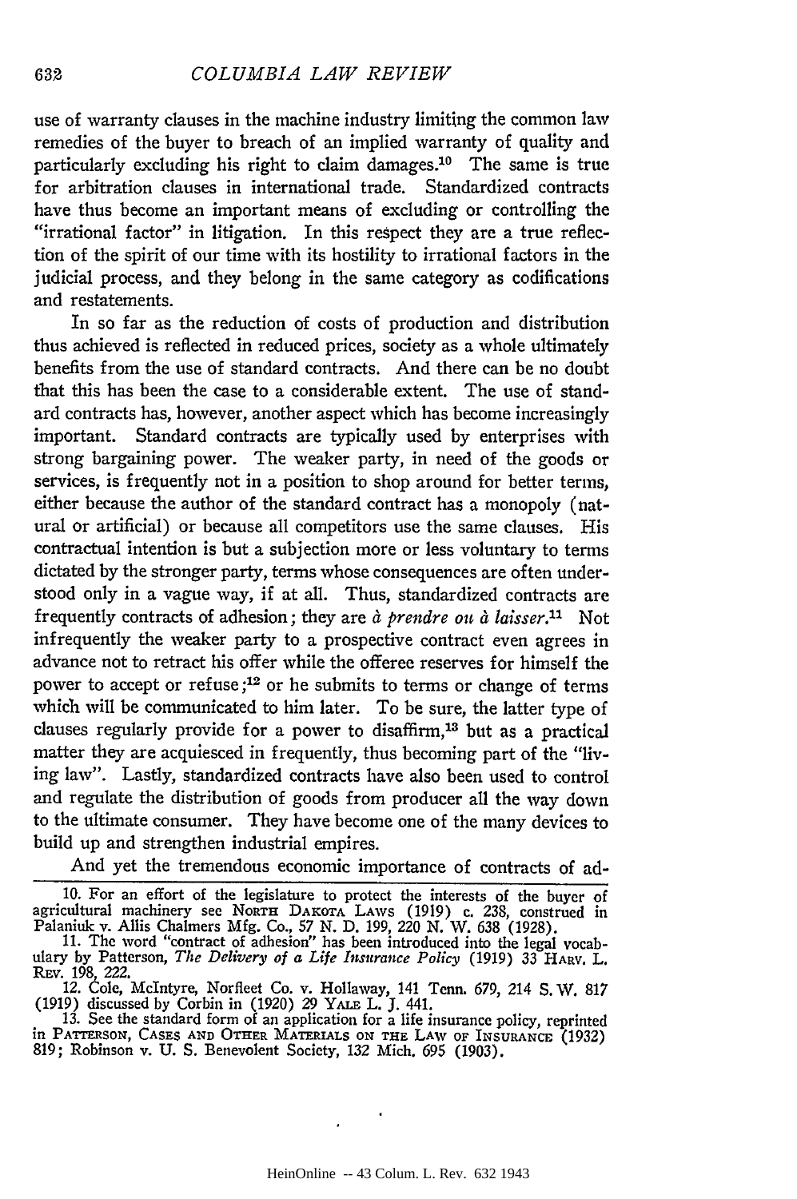use of warranty clauses in the machine industry limiting the common law remedies of the buyer to breach of an implied warranty of quality and particularly excluding his right to claim damages.[10] The same is true for arbitration clauses in international trade. Standardized contracts have thus become an important means of excluding or controlling the "irrational factor" in litigation. In this respect they are a true reflection of the spirit of our time with its hostility to irrational factors in the judicial process, and they belong in the same category as codifications and restatements.

In so far as the reduction of costs of production and distribution thus achieved is reflected in reduced prices, society as a whole ultimately benefits from the use of standard contracts. And there can be no doubt that this has been the case to a considerable extent. The use of standard contracts has, however, another aspect which has become increasingly important. Standard contracts are typically used by enterprises with strong bargaining power. The weaker party, in need of the goods or services, is frequently not in a position to shop around for better terms, either because the author of the standard contract has a monopoly (natural or artificial) or because all competitors use the same clauses. His contractual intention is but a subjection more or less voluntary to terms dictated by the stronger party, terms whose consequences are often understood only in a vague way, if at all. Thus, standardized contracts are frequently contracts of adhesion; they are *à prendre ou à laisser*.[11] Not infrequently the weaker party to a prospective contract even agrees in advance not to retract his offer while the offeree reserves for himself the power to accept or refuse;[12] or he submits to terms or change of terms which will be communicated to him later. To be sure, the latter type of clauses regularly provide for a power to disaffirm,[13] but as a practical matter they are acquiesced in frequently, thus becoming part of the "living law". Lastly, standardized contracts have also been used to control and regulate the distribution of goods from producer all the way down to the ultimate consumer. They have become one of the many devices to build up and strengthen industrial empires.

And yet the tremendous economic importance of contracts of ad-

---

10. For an effort of the legislature to protect the interests of the buyer of agricultural machinery see NORTH DAKOTA LAWS (1919) c. 238, construed in Palaniuk v. Allis Chalmers Mfg. Co., 57 N. D. 199, 220 N. W. 638 (1928).

11. The word "contract of adhesion" has been introduced into the legal vocabulary by Patterson, *The Delivery of a Life Insurance Policy* (1919) 33 HARV. L. REV. 198, 222.

12. Cole, McIntyre, Norfleet Co. v. Hollaway, 141 Tenn. 679, 214 S. W. 817 (1919) discussed by Corbin in (1920) 29 YALE L. J. 441.

13. See the standard form of an application for a life insurance policy, reprinted in PATTERSON, CASES AND OTHER MATERIALS ON THE LAW OF INSURANCE (1932) 819; Robinson v. U. S. Benevolent Society, 132 Mich. 695 (1903).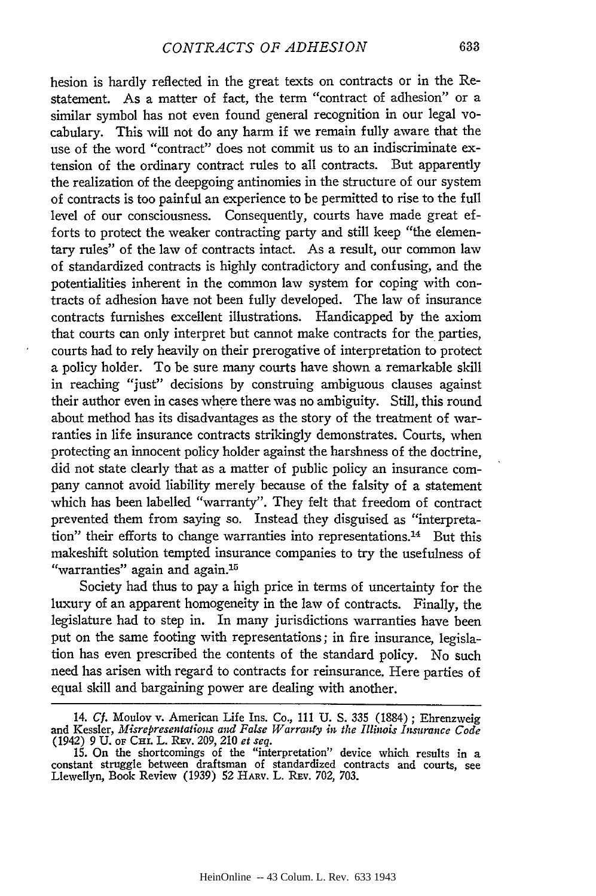hesion is hardly reflected in the great texts on contracts or in the Restatement. As a matter of fact, the term "contract of adhesion" or a similar symbol has not even found general recognition in our legal vocabulary. This will not do any harm if we remain fully aware that the use of the word "contract" does not commit us to an indiscriminate extension of the ordinary contract rules to all contracts. But apparently the realization of the deepgoing antinomies in the structure of our system of contracts is too painful an experience to be permitted to rise to the full level of our consciousness. Consequently, courts have made great efforts to protect the weaker contracting party and still keep "the elementary rules" of the law of contracts intact. As a result, our common law of standardized contracts is highly contradictory and confusing, and the potentialities inherent in the common law system for coping with contracts of adhesion have not been fully developed. The law of insurance contracts furnishes excellent illustrations. Handicapped by the axiom that courts can only interpret but cannot make contracts for the parties, courts had to rely heavily on their prerogative of interpretation to protect a policy holder. To be sure many courts have shown a remarkable skill in reaching "just" decisions by construing ambiguous clauses against their author even in cases where there was no ambiguity. Still, this round about method has its disadvantages as the story of the treatment of warranties in life insurance contracts strikingly demonstrates. Courts, when protecting an innocent policy holder against the harshness of the doctrine, did not state clearly that as a matter of public policy an insurance company cannot avoid liability merely because of the falsity of a statement which has been labelled "warranty". They felt that freedom of contract prevented them from saying so. Instead they disguised as "interpretation" their efforts to change warranties into representations.[14] But this makeshift solution tempted insurance companies to try the usefulness of "warranties" again and again.[15]

Society had thus to pay a high price in terms of uncertainty for the luxury of an apparent homogeneity in the law of contracts. Finally, the legislature had to step in. In many jurisdictions warranties have been put on the same footing with representations; in fire insurance, legislation has even prescribed the contents of the standard policy. No such need has arisen with regard to contracts for reinsurance. Here parties of equal skill and bargaining power are dealing with another.

---

14. *Cf.* Moulov v. American Life Ins. Co., 111 U. S. 335 (1884); Ehrenzweig and Kessler, *Misrepresentations and False Warranty in the Illinois Insurance Code* (1942) 9 U. of Chi. L. Rev. 209, 210 *et seq.*

15. On the shortcomings of the "interpretation" device which results in a constant struggle between draftsman of standardized contracts and courts, see Llewellyn, Book Review (1939) 52 Harv. L. Rev. 702, 703.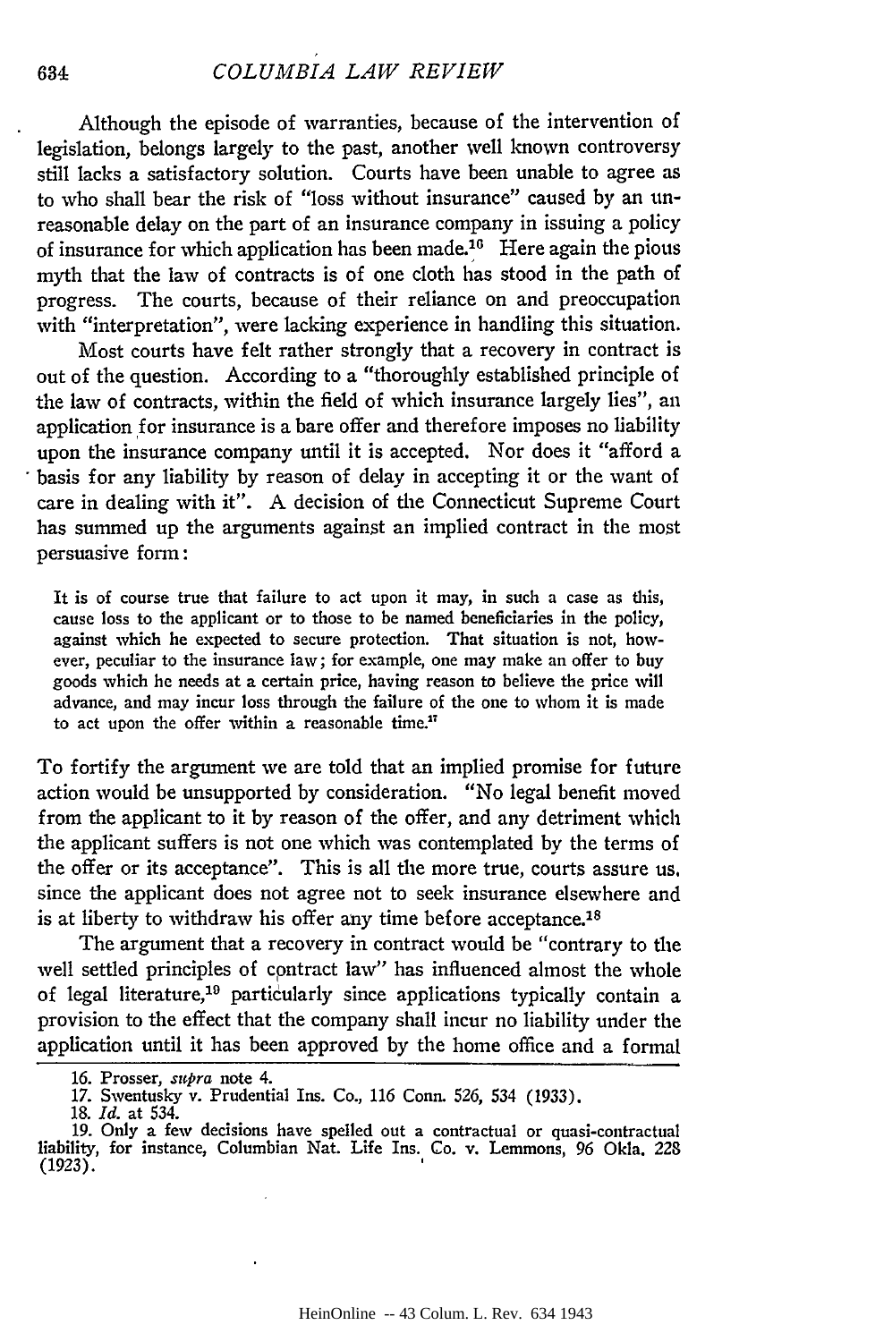Although the episode of warranties, because of the intervention of legislation, belongs largely to the past, another well known controversy still lacks a satisfactory solution. Courts have been unable to agree as to who shall bear the risk of "loss without insurance" caused by an unreasonable delay on the part of an insurance company in issuing a policy of insurance for which application has been made.[16] Here again the pious myth that the law of contracts is of one cloth has stood in the path of progress. The courts, because of their reliance on and preoccupation with "interpretation", were lacking experience in handling this situation.

Most courts have felt rather strongly that a recovery in contract is out of the question. According to a "thoroughly established principle of the law of contracts, within the field of which insurance largely lies", an application for insurance is a bare offer and therefore imposes no liability upon the insurance company until it is accepted. Nor does it "afford a basis for any liability by reason of delay in accepting it or the want of care in dealing with it". A decision of the Connecticut Supreme Court has summed up the arguments against an implied contract in the most persuasive form:

> It is of course true that failure to act upon it may, in such a case as this, cause loss to the applicant or to those to be named beneficiaries in the policy, against which he expected to secure protection. That situation is not, however, peculiar to the insurance law; for example, one may make an offer to buy goods which he needs at a certain price, having reason to believe the price will advance, and may incur loss through the failure of the one to whom it is made to act upon the offer within a reasonable time.[17]

To fortify the argument we are told that an implied promise for future action would be unsupported by consideration. "No legal benefit moved from the applicant to it by reason of the offer, and any detriment which the applicant suffers is not one which was contemplated by the terms of the offer or its acceptance". This is all the more true, courts assure us, since the applicant does not agree not to seek insurance elsewhere and is at liberty to withdraw his offer any time before acceptance.[18]

The argument that a recovery in contract would be "contrary to the well settled principles of contract law" has influenced almost the whole of legal literature,[19] particularly since applications typically contain a provision to the effect that the company shall incur no liability under the application until it has been approved by the home office and a formal

---

16. Prosser, *supra* note 4.

17. Swentusky v. Prudential Ins. Co., 116 Conn. 526, 534 (1933).

18. *Id.* at 534.

19. Only a few decisions have spelled out a contractual or quasi-contractual liability, for instance, Columbian Nat. Life Ins. Co. v. Lemmons, 96 Okla. 228 (1923).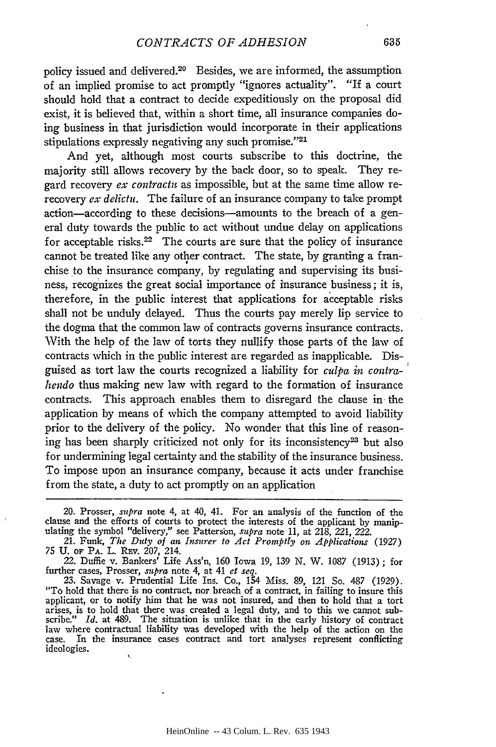policy issued and delivered.[20] Besides, we are informed, the assumption of an implied promise to act promptly "ignores actuality". "If a court should hold that a contract to decide expeditiously on the proposal did exist, it is believed that, within a short time, all insurance companies doing business in that jurisdiction would incorporate in their applications stipulations expressly negativing any such promise."[21]

And yet, although most courts subscribe to this doctrine, the majority still allows recovery by the back door, so to speak. They regard recovery *ex contractu* as impossible, but at the same time allow rerecovery *ex delictu*. The failure of an insurance company to take prompt action—according to these decisions—amounts to the breach of a general duty towards the public to act without undue delay on applications for acceptable risks.[22] The courts are sure that the policy of insurance cannot be treated like any other contract. The state, by granting a franchise to the insurance company, by regulating and supervising its business, recognizes the great social importance of insurance business; it is, therefore, in the public interest that applications for acceptable risks shall not be unduly delayed. Thus the courts pay merely lip service to the dogma that the common law of contracts governs insurance contracts. With the help of the law of torts they nullify those parts of the law of contracts which in the public interest are regarded as inapplicable. Disguised as tort law the courts recognized a liability for *culpa in contrahendo* thus making new law with regard to the formation of insurance contracts. This approach enables them to disregard the clause in the application by means of which the company attempted to avoid liability prior to the delivery of the policy. No wonder that this line of reasoning has been sharply criticized not only for its inconsistency[23] but also for undermining legal certainty and the stability of the insurance business. To impose upon an insurance company, because it acts under franchise from the state, a duty to act promptly on an application

---

20. Prosser, *supra* note 4, at 40, 41. For an analysis of the function of the clause and the efforts of courts to protect the interests of the applicant by manipulating the symbol "delivery," see Patterson, *supra* note 11, at 218, 221, 222.

21. Funk, *The Duty of an Insurer to Act Promptly on Applications* (1927) 75 U. of Pa. L. Rev. 207, 214.

22. Duffie v. Bankers' Life Ass'n, 160 Iowa 19, 139 N. W. 1087 (1913); for further cases, Prosser, *supra* note 4, at 41 *et seq.*

23. Savage v. Prudential Life Ins. Co., 154 Miss. 89, 121 So. 487 (1929). "To hold that there is no contract, nor breach of a contract, in failing to insure this applicant, or to notify him that he was not insured, and then to hold that a tort arises, is to hold that there was created a legal duty, and to this we cannot subscribe." *Id.* at 489. The situation is unlike that in the early history of contract law where contractual liability was developed with the help of the action on the case. In the insurance cases contract and tort analyses represent conflicting ideologies.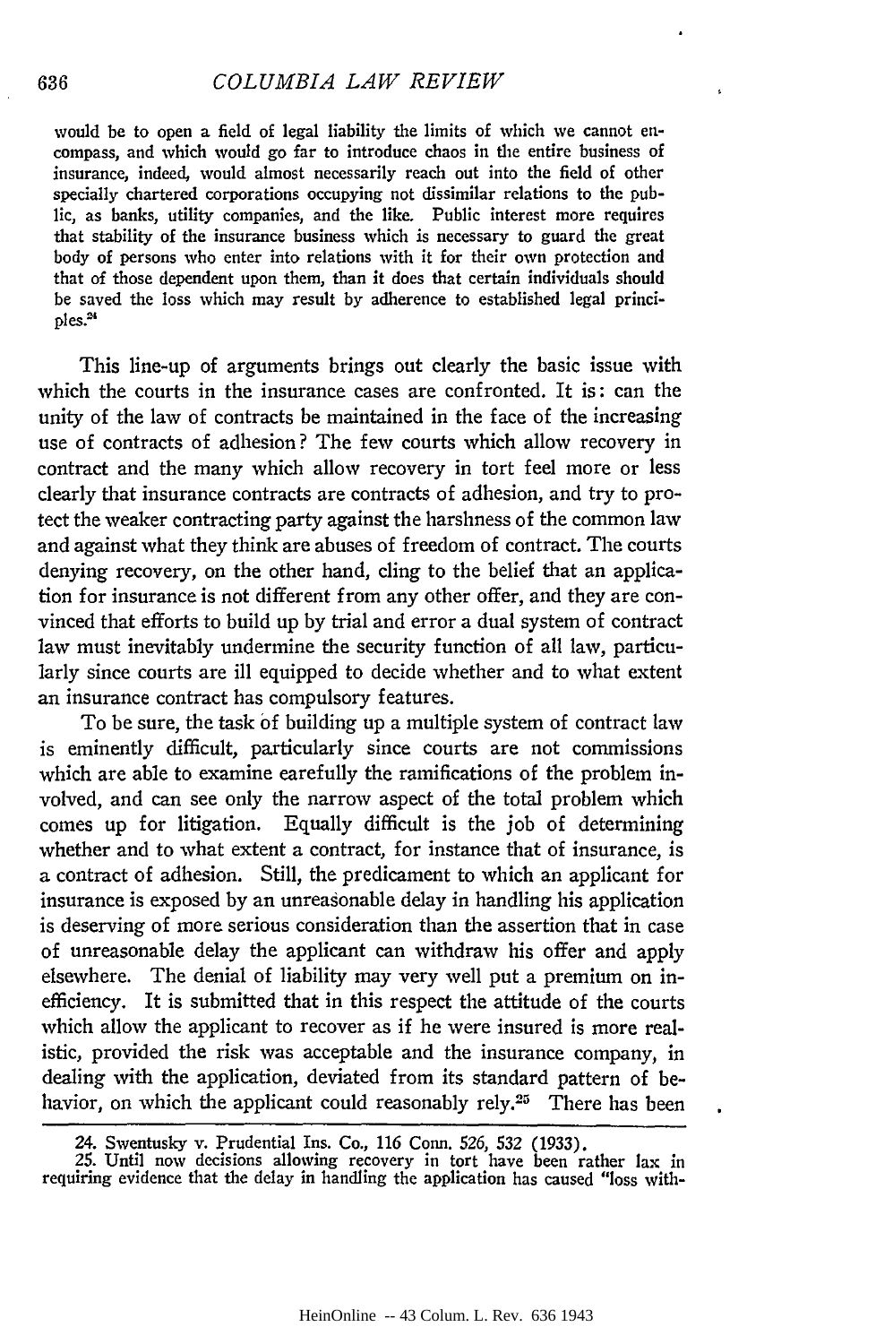would be to open a field of legal liability the limits of which we cannot encompass, and which would go far to introduce chaos in the entire business of insurance, indeed, would almost necessarily reach out into the field of other specially chartered corporations occupying not dissimilar relations to the public, as banks, utility companies, and the like. Public interest more requires that stability of the insurance business which is necessary to guard the great body of persons who enter into relations with it for their own protection and that of those dependent upon them, than it does that certain individuals should be saved the loss which may result by adherence to established legal principles.[24]

This line-up of arguments brings out clearly the basic issue with which the courts in the insurance cases are confronted. It is: can the unity of the law of contracts be maintained in the face of the increasing use of contracts of adhesion? The few courts which allow recovery in contract and the many which allow recovery in tort feel more or less clearly that insurance contracts are contracts of adhesion, and try to protect the weaker contracting party against the harshness of the common law and against what they think are abuses of freedom of contract. The courts denying recovery, on the other hand, cling to the belief that an application for insurance is not different from any other offer, and they are convinced that efforts to build up by trial and error a dual system of contract law must inevitably undermine the security function of all law, particularly since courts are ill equipped to decide whether and to what extent an insurance contract has compulsory features.

To be sure, the task of building up a multiple system of contract law is eminently difficult, particularly since courts are not commissions which are able to examine carefully the ramifications of the problem involved, and can see only the narrow aspect of the total problem which comes up for litigation. Equally difficult is the job of determining whether and to what extent a contract, for instance that of insurance, is a contract of adhesion. Still, the predicament to which an applicant for insurance is exposed by an unreasonable delay in handling his application is deserving of more serious consideration than the assertion that in case of unreasonable delay the applicant can withdraw his offer and apply elsewhere. The denial of liability may very well put a premium on inefficiency. It is submitted that in this respect the attitude of the courts which allow the applicant to recover as if he were insured is more realistic, provided the risk was acceptable and the insurance company, in dealing with the application, deviated from its standard pattern of behavior, on which the applicant could reasonably rely.[25] There has been

---

24. Swentusky v. Prudential Ins. Co., 116 Conn. 526, 532 (1933).

25. Until now decisions allowing recovery in tort have been rather lax in requiring evidence that the delay in handling the application has caused "loss with-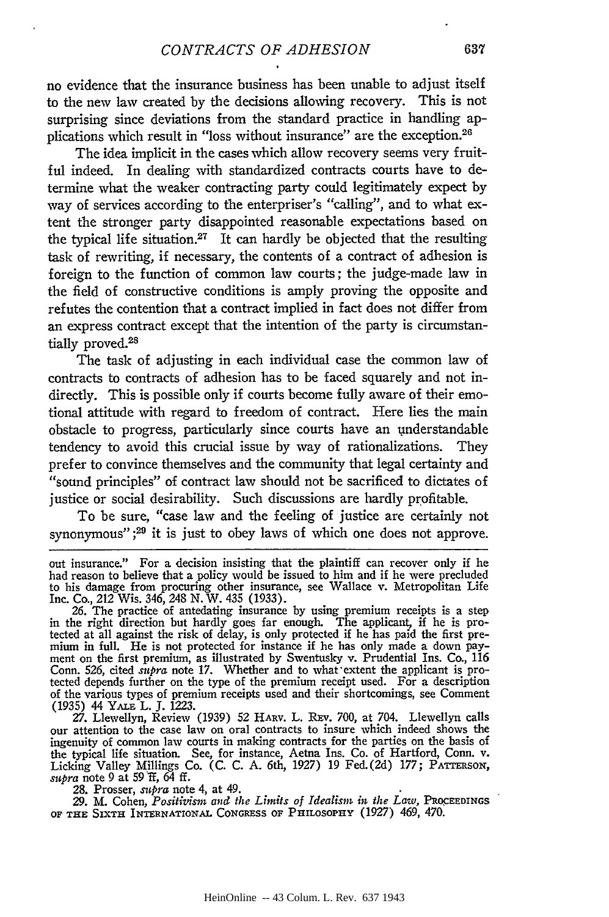no evidence that the insurance business has been unable to adjust itself to the new law created by the decisions allowing recovery. This is not surprising since deviations from the standard practice in handling applications which result in "loss without insurance" are the exception.[26]

The idea implicit in the cases which allow recovery seems very fruitful indeed. In dealing with standardized contracts courts have to determine what the weaker contracting party could legitimately expect by way of services according to the enterpriser's "calling", and to what extent the stronger party disappointed reasonable expectations based on the typical life situation.[27] It can hardly be objected that the resulting task of rewriting, if necessary, the contents of a contract of adhesion is foreign to the function of common law courts; the judge-made law in the field of constructive conditions is amply proving the opposite and refutes the contention that a contract implied in fact does not differ from an express contract except that the intention of the party is circumstantially proved.[28]

The task of adjusting in each individual case the common law of contracts to contracts of adhesion has to be faced squarely and not indirectly. This is possible only if courts become fully aware of their emotional attitude with regard to freedom of contract. Here lies the main obstacle to progress, particularly since courts have an understandable tendency to avoid this crucial issue by way of rationalizations. They prefer to convince themselves and the community that legal certainty and "sound principles" of contract law should not be sacrificed to dictates of justice or social desirability. Such discussions are hardly profitable.

To be sure, "case law and the feeling of justice are certainly not synonymous";[29] it is just to obey laws of which one does not approve.

---

out insurance." For a decision insisting that the plaintiff can recover only if he had reason to believe that a policy would be issued to him and if he were precluded to his damage from procuring other insurance, see Wallace v. Metropolitan Life Inc. Co., 212 Wis. 346, 248 N. W. 435 (1933).

26. The practice of antedating insurance by using premium receipts is a step in the right direction but hardly goes far enough. The applicant, if he is protected at all against the risk of delay, is only protected if he has paid the first premium in full. He is not protected for instance if he has only made a down payment on the first premium, as illustrated by Swentusky v. Prudential Ins. Co., 116 Conn. 526, cited *supra* note 17. Whether and to what extent the applicant is protected depends further on the type of the premium receipt used. For a description of the various types of premium receipts used and their shortcomings, see Comment (1935) 44 YALE L. J. 1223.

27. Llewellyn, Review (1939) 52 HARV. L. REV. 700, at 704. Llewellyn calls our attention to the case law on oral contracts to insure which indeed shows the ingenuity of common law courts in making contracts for the parties on the basis of the typical life situation. See, for instance, Aetna Ins. Co. of Hartford, Conn. v. Licking Valley Millings Co. (C. C. A. 6th, 1927) 19 Fed.(2d) 177; PATTERSON, *supra* note 9 at 59 ff, 64 ff.

28. Prosser, *supra* note 4, at 49.

29. M. Cohen, *Positivism and the Limits of Idealism in the Law*, PROCEEDINGS OF THE SIXTH INTERNATIONAL CONGRESS OF PHILOSOPHY (1927) 469, 470.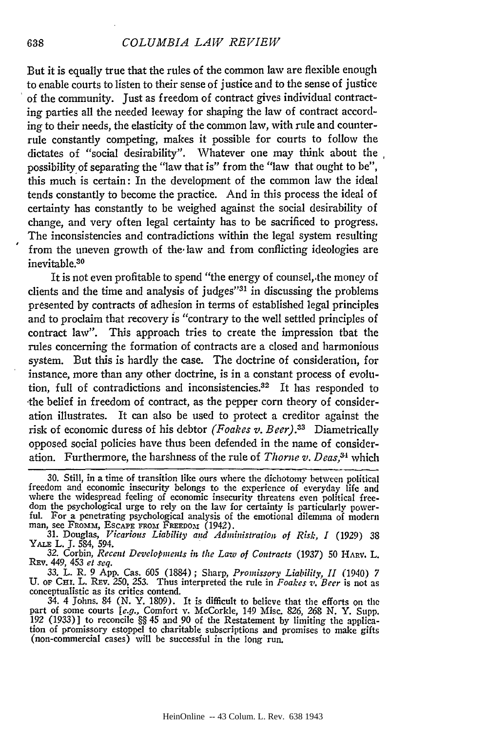But it is equally true that the rules of the common law are flexible enough to enable courts to listen to their sense of justice and to the sense of justice of the community. Just as freedom of contract gives individual contracting parties all the needed leeway for shaping the law of contract according to their needs, the elasticity of the common law, with rule and counter-rule constantly competing, makes it possible for courts to follow the dictates of "social desirability". Whatever one may think about the possibility of separating the "law that is" from the "law that ought to be", this much is certain: In the development of the common law the ideal tends constantly to become the practice. And in this process the ideal of certainty has constantly to be weighed against the social desirability of change, and very often legal certainty has to be sacrificed to progress. The inconsistencies and contradictions within the legal system resulting from the uneven growth of the law and from conflicting ideologies are inevitable.[30]

It is not even profitable to spend "the energy of counsel, the money of clients and the time and analysis of judges"[31] in discussing the problems presented by contracts of adhesion in terms of established legal principles and to proclaim that recovery is "contrary to the well settled principles of contract law". This approach tries to create the impression that the rules concerning the formation of contracts are a closed and harmonious system. But this is hardly the case. The doctrine of consideration, for instance, more than any other doctrine, is in a constant process of evolution, full of contradictions and inconsistencies.[32] It has responded to the belief in freedom of contract, as the pepper corn theory of consideration illustrates. It can also be used to protect a creditor against the risk of economic duress of his debtor *(Foakes v. Beer)*.[33] Diametrically opposed social policies have thus been defended in the name of consideration. Furthermore, the harshness of the rule of *Thorne v. Deas*,[34] which

---

30. Still, in a time of transition like ours where the dichotomy between political freedom and economic insecurity belongs to the experience of everyday life and where the widespread feeling of economic insecurity threatens even political freedom the psychological urge to rely on the law for certainty is particularly powerful. For a penetrating psychological analysis of the emotional dilemma of modern man, see FROMM, ESCAPE FROM FREEDOM (1942).

31. Douglas, *Vicarious Liability and Administration of Risk, I* (1929) 38 YALE L. J. 584, 594.

32. Corbin, *Recent Developments in the Law of Contracts* (1937) 50 HARV. L. REV. 449, 453 *et seq.*

33. L. R. 9 App. Cas. 605 (1884); Sharp, *Promissory Liability, II* (1940) 7 U. OF CHI. L. REV. 250, 253. Thus interpreted the rule in *Foakes v. Beer* is not as conceptualistic as its critics contend.

34. 4 Johns. 84 (N. Y. 1809). It is difficult to believe that the efforts on the part of some courts [*e.g.*, Comfort v. McCorkle, 149 Misc. 826, 268 N. Y. Supp. 192 (1933)] to reconcile §§ 45 and 90 of the Restatement by limiting the application of promissory estoppel to charitable subscriptions and promises to make gifts (non-commercial cases) will be successful in the long run.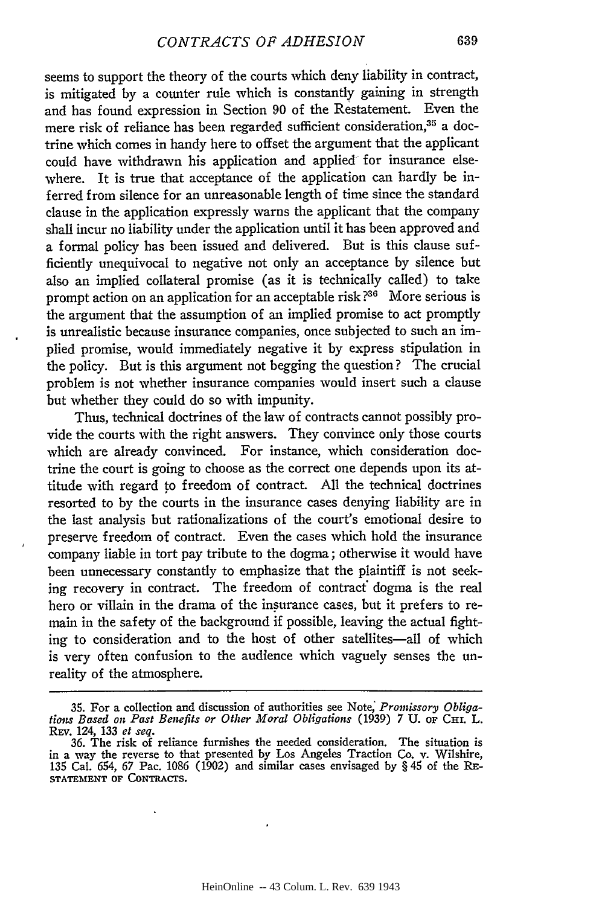seems to support the theory of the courts which deny liability in contract, is mitigated by a counter rule which is constantly gaining in strength and has found expression in Section 90 of the Restatement. Even the mere risk of reliance has been regarded sufficient consideration,[35] a doctrine which comes in handy here to offset the argument that the applicant could have withdrawn his application and applied for insurance elsewhere. It is true that acceptance of the application can hardly be inferred from silence for an unreasonable length of time since the standard clause in the application expressly warns the applicant that the company shall incur no liability under the application until it has been approved and a formal policy has been issued and delivered. But is this clause sufficiently unequivocal to negative not only an acceptance by silence but also an implied collateral promise (as it is technically called) to take prompt action on an application for an acceptable risk?[36] More serious is the argument that the assumption of an implied promise to act promptly is unrealistic because insurance companies, once subjected to such an implied promise, would immediately negative it by express stipulation in the policy. But is this argument not begging the question? The crucial problem is not whether insurance companies would insert such a clause but whether they could do so with impunity.

Thus, technical doctrines of the law of contracts cannot possibly provide the courts with the right answers. They convince only those courts which are already convinced. For instance, which consideration doctrine the court is going to choose as the correct one depends upon its attitude with regard to freedom of contract. All the technical doctrines resorted to by the courts in the insurance cases denying liability are in the last analysis but rationalizations of the court's emotional desire to preserve freedom of contract. Even the cases which hold the insurance company liable in tort pay tribute to the dogma; otherwise it would have been unnecessary constantly to emphasize that the plaintiff is not seeking recovery in contract. The freedom of contract dogma is the real hero or villain in the drama of the insurance cases, but it prefers to remain in the safety of the background if possible, leaving the actual fighting to consideration and to the host of other satellites—all of which is very often confusion to the audience which vaguely senses the unreality of the atmosphere.

---

35. For a collection and discussion of authorities see Note, *Promissory Obligations Based on Past Benefits or Other Moral Obligations* (1939) 7 U. OF CHI. L. REV. 124, 133 *et seq.*

36. The risk of reliance furnishes the needed consideration. The situation is in a way the reverse to that presented by Los Angeles Traction Co. v. Wilshire, 135 Cal. 654, 67 Pac. 1086 (1902) and similar cases envisaged by § 45 of the RESTATEMENT OF CONTRACTS.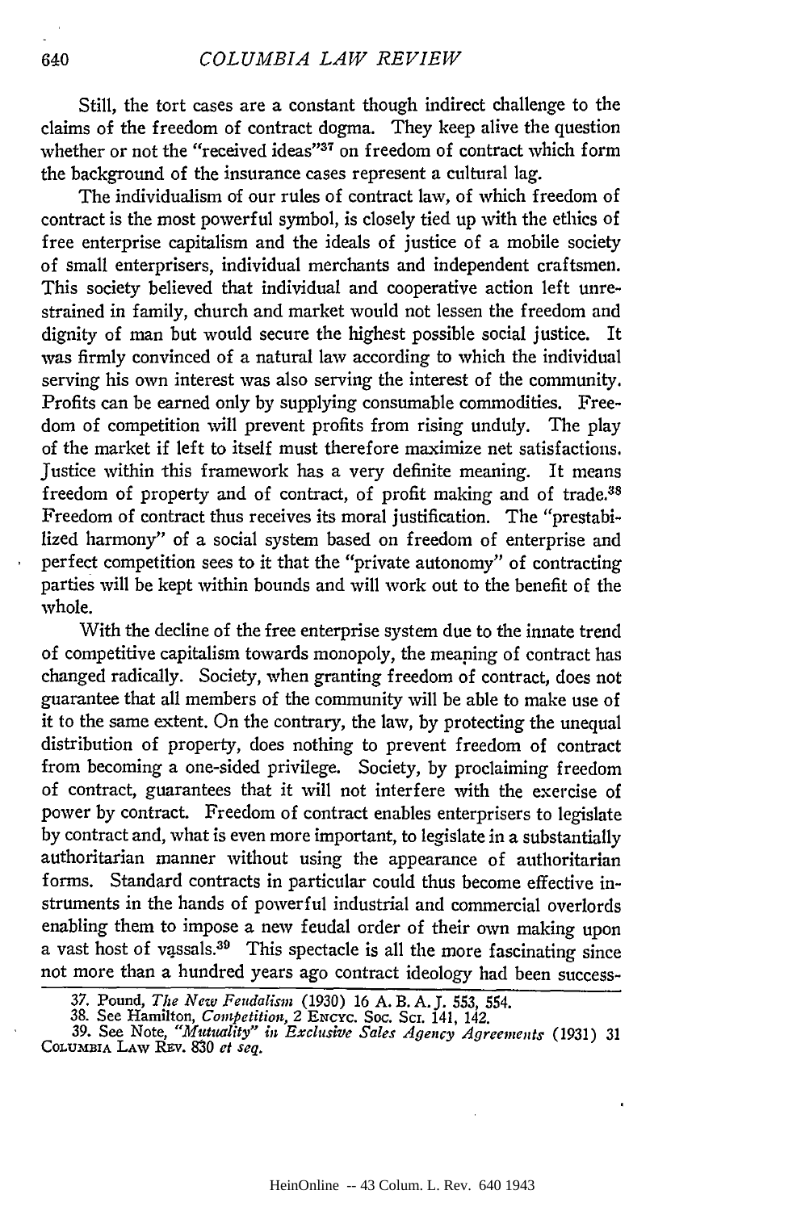Still, the tort cases are a constant though indirect challenge to the claims of the freedom of contract dogma. They keep alive the question whether or not the "received ideas"[37] on freedom of contract which form the background of the insurance cases represent a cultural lag.

The individualism of our rules of contract law, of which freedom of contract is the most powerful symbol, is closely tied up with the ethics of free enterprise capitalism and the ideals of justice of a mobile society of small enterprisers, individual merchants and independent craftsmen. This society believed that individual and cooperative action left unrestrained in family, church and market would not lessen the freedom and dignity of man but would secure the highest possible social justice. It was firmly convinced of a natural law according to which the individual serving his own interest was also serving the interest of the community. Profits can be earned only by supplying consumable commodities. Freedom of competition will prevent profits from rising unduly. The play of the market if left to itself must therefore maximize net satisfactions. Justice within this framework has a very definite meaning. It means freedom of property and of contract, of profit making and of trade.[38] Freedom of contract thus receives its moral justification. The "prestabilized harmony" of a social system based on freedom of enterprise and perfect competition sees to it that the "private autonomy" of contracting parties will be kept within bounds and will work out to the benefit of the whole.

With the decline of the free enterprise system due to the innate trend of competitive capitalism towards monopoly, the meaning of contract has changed radically. Society, when granting freedom of contract, does not guarantee that all members of the community will be able to make use of it to the same extent. On the contrary, the law, by protecting the unequal distribution of property, does nothing to prevent freedom of contract from becoming a one-sided privilege. Society, by proclaiming freedom of contract, guarantees that it will not interfere with the exercise of power by contract. Freedom of contract enables enterprisers to legislate by contract and, what is even more important, to legislate in a substantially authoritarian manner without using the appearance of authoritarian forms. Standard contracts in particular could thus become effective instruments in the hands of powerful industrial and commercial overlords enabling them to impose a new feudal order of their own making upon a vast host of vassals.[39] This spectacle is all the more fascinating since not more than a hundred years ago contract ideology had been success-

---

37. Pound, *The New Feudalism* (1930) 16 A. B. A. J. 553, 554.

38. See Hamilton, *Competition*, 2 Encyc. Soc. Sci. 141, 142.

39. See Note, *"Mutuality" in Exclusive Sales Agency Agreements* (1931) 31 Columbia Law Rev. 830 *et seq.*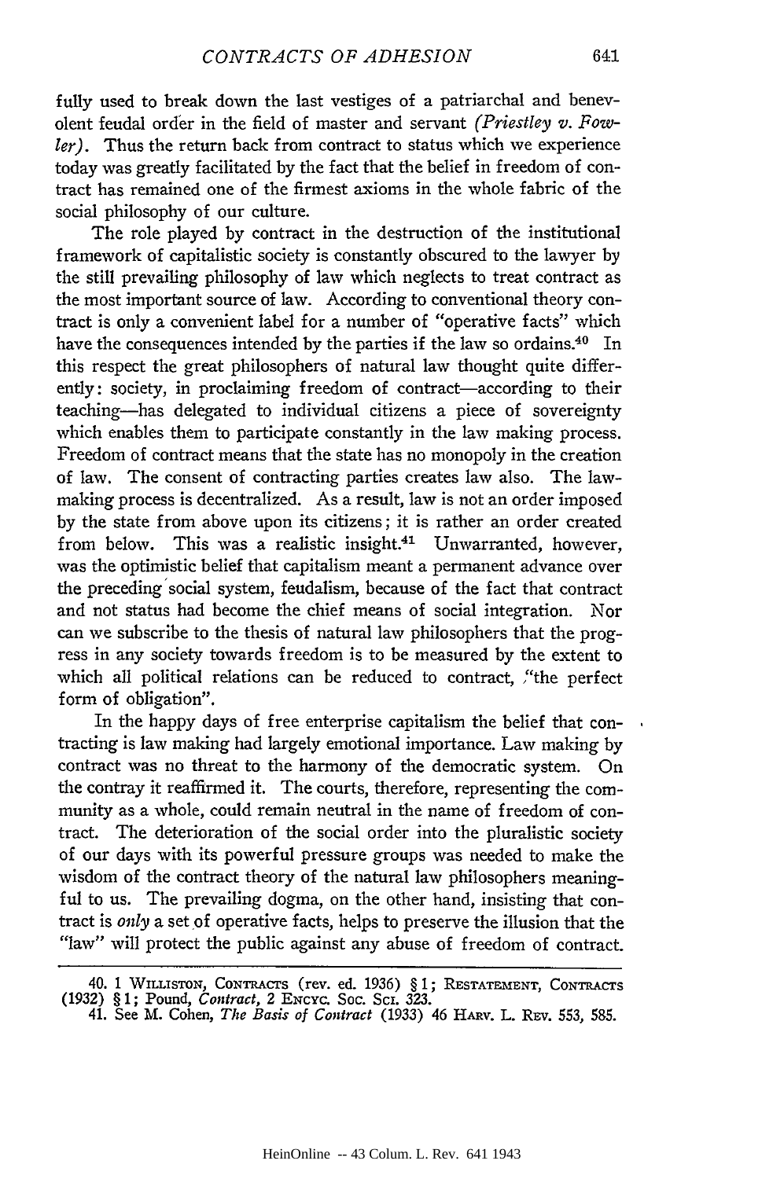fully used to break down the last vestiges of a patriarchal and benevolent feudal order in the field of master and servant *(Priestley v. Fowler)*. Thus the return back from contract to status which we experience today was greatly facilitated by the fact that the belief in freedom of contract has remained one of the firmest axioms in the whole fabric of the social philosophy of our culture.

The role played by contract in the destruction of the institutional framework of capitalistic society is constantly obscured to the lawyer by the still prevailing philosophy of law which neglects to treat contract as the most important source of law. According to conventional theory contract is only a convenient label for a number of "operative facts" which have the consequences intended by the parties if the law so ordains.[40] In this respect the great philosophers of natural law thought quite differently: society, in proclaiming freedom of contract—according to their teaching—has delegated to individual citizens a piece of sovereignty which enables them to participate constantly in the law making process. Freedom of contract means that the state has no monopoly in the creation of law. The consent of contracting parties creates law also. The law-making process is decentralized. As a result, law is not an order imposed by the state from above upon its citizens; it is rather an order created from below. This was a realistic insight.[41] Unwarranted, however, was the optimistic belief that capitalism meant a permanent advance over the preceding social system, feudalism, because of the fact that contract and not status had become the chief means of social integration. Nor can we subscribe to the thesis of natural law philosophers that the progress in any society towards freedom is to be measured by the extent to which all political relations can be reduced to contract, "the perfect form of obligation".

In the happy days of free enterprise capitalism the belief that contracting is law making had largely emotional importance. Law making by contract was no threat to the harmony of the democratic system. On the contray it reaffirmed it. The courts, therefore, representing the community as a whole, could remain neutral in the name of freedom of contract. The deterioration of the social order into the pluralistic society of our days with its powerful pressure groups was needed to make the wisdom of the contract theory of the natural law philosophers meaningful to us. The prevailing dogma, on the other hand, insisting that contract is *only* a set of operative facts, helps to preserve the illusion that the "law" will protect the public against any abuse of freedom of contract.

---

40. 1 Williston, Contracts (rev. ed. 1936) § 1; Restatement, Contracts (1932) § 1; Pound, *Contract*, 2 Encyc. Soc. Sci. 323.

41. See M. Cohen, *The Basis of Contract* (1933) 46 Harv. L. Rev. 553, 585.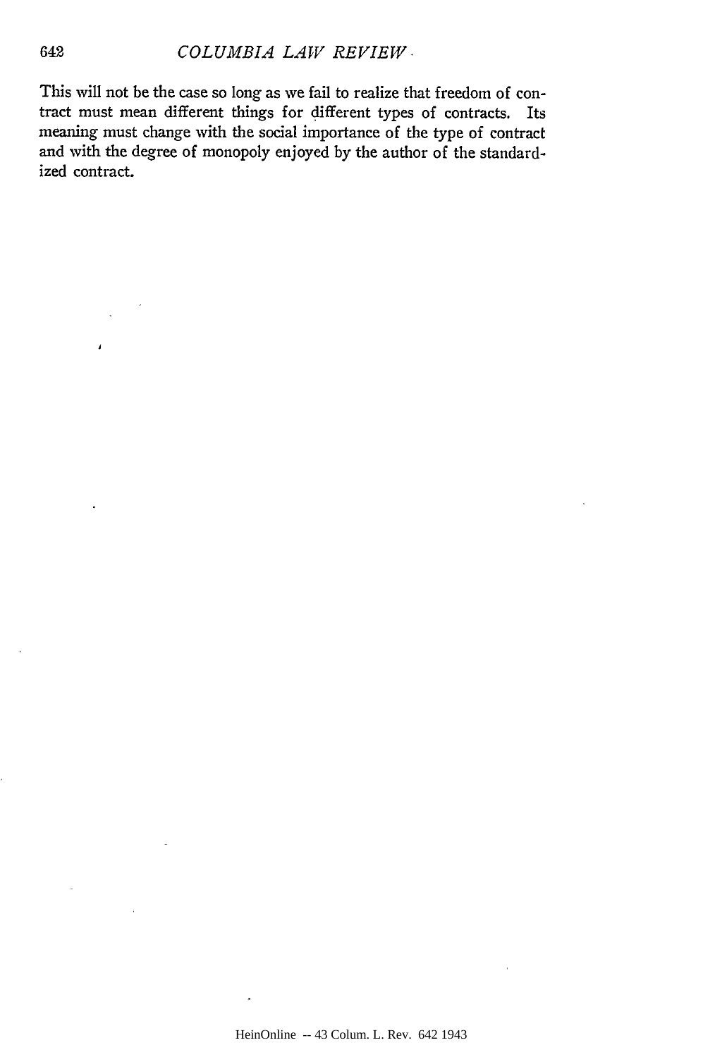This will not be the case so long as we fail to realize that freedom of contract must mean different things for different types of contracts. Its meaning must change with the social importance of the type of contract and with the degree of monopoly enjoyed by the author of the standardized contract.